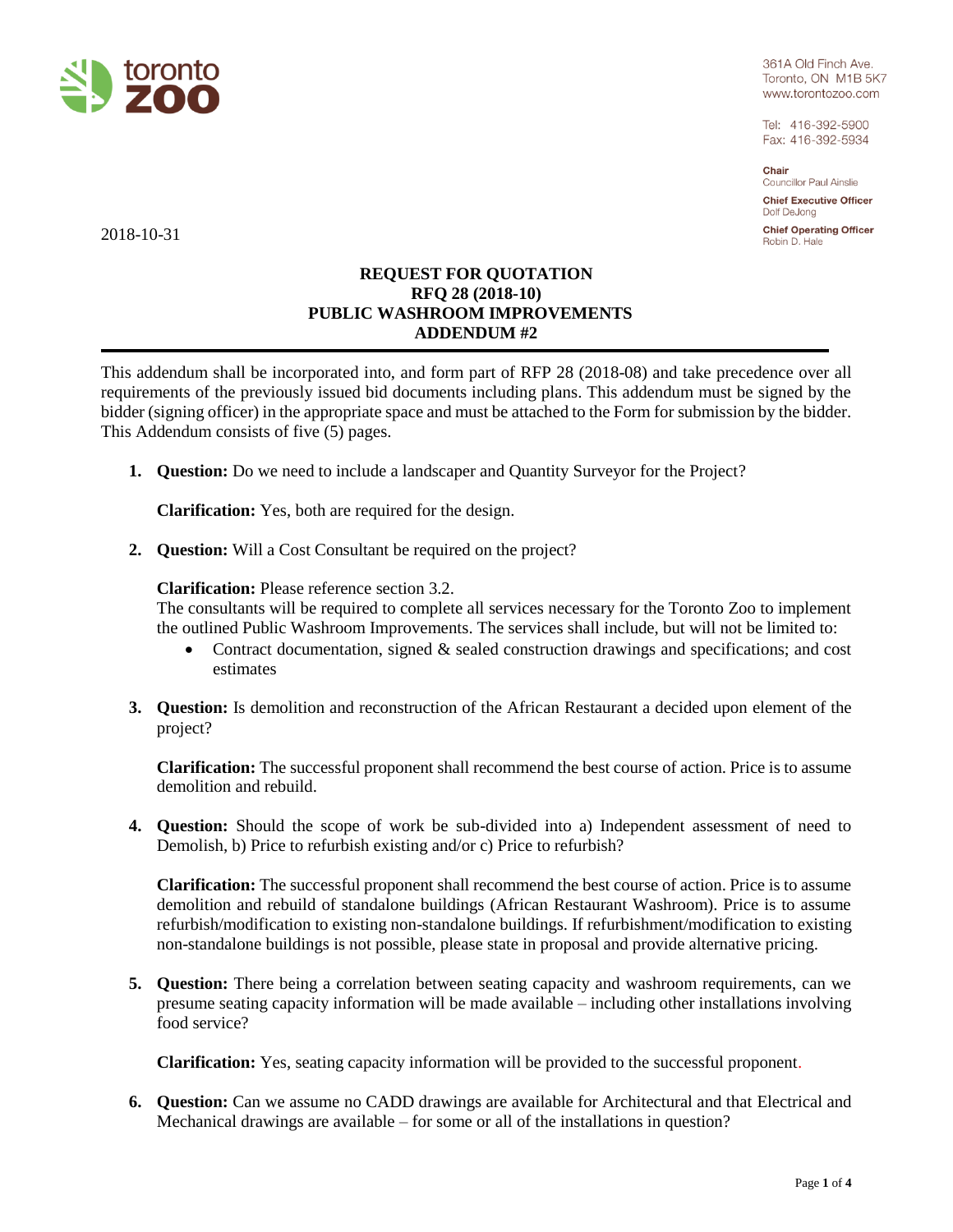toronto zoo

361A Old Finch Ave.
Toronto, ON M1B 5K7
www.torontozoo.com

Tel: 416-392-5900
Fax: 416-392-5934

**Chair**
Councillor Paul Ainslie

**Chief Executive Officer**
Dolf DeJong

**Chief Operating Officer**
Robin D. Hale

2018-10-31

**REQUEST FOR QUOTATION**
**RFQ 28 (2018-10)**
**PUBLIC WASHROOM IMPROVEMENTS**
**ADDENDUM #2**

---

This addendum shall be incorporated into, and form part of RFP 28 (2018-08) and take precedence over all requirements of the previously issued bid documents including plans. This addendum must be signed by the bidder (signing officer) in the appropriate space and must be attached to the Form for submission by the bidder. This Addendum consists of five (5) pages.

1. **Question:** Do we need to include a landscaper and Quantity Surveyor for the Project?

   **Clarification:** Yes, both are required for the design.

2. **Question:** Will a Cost Consultant be required on the project?

   **Clarification:** Please reference section 3.2.
   The consultants will be required to complete all services necessary for the Toronto Zoo to implement the outlined Public Washroom Improvements. The services shall include, but will not be limited to:
   - Contract documentation, signed & sealed construction drawings and specifications; and cost estimates

3. **Question:** Is demolition and reconstruction of the African Restaurant a decided upon element of the project?

   **Clarification:** The successful proponent shall recommend the best course of action. Price is to assume demolition and rebuild.

4. **Question:** Should the scope of work be sub-divided into a) Independent assessment of need to Demolish, b) Price to refurbish existing and/or c) Price to refurbish?

   **Clarification:** The successful proponent shall recommend the best course of action. Price is to assume demolition and rebuild of standalone buildings (African Restaurant Washroom). Price is to assume refurbish/modification to existing non-standalone buildings. If refurbishment/modification to existing non-standalone buildings is not possible, please state in proposal and provide alternative pricing.

5. **Question:** There being a correlation between seating capacity and washroom requirements, can we presume seating capacity information will be made available – including other installations involving food service?

   **Clarification:** Yes, seating capacity information will be provided to the successful proponent.

6. **Question:** Can we assume no CADD drawings are available for Architectural and that Electrical and Mechanical drawings are available – for some or all of the installations in question?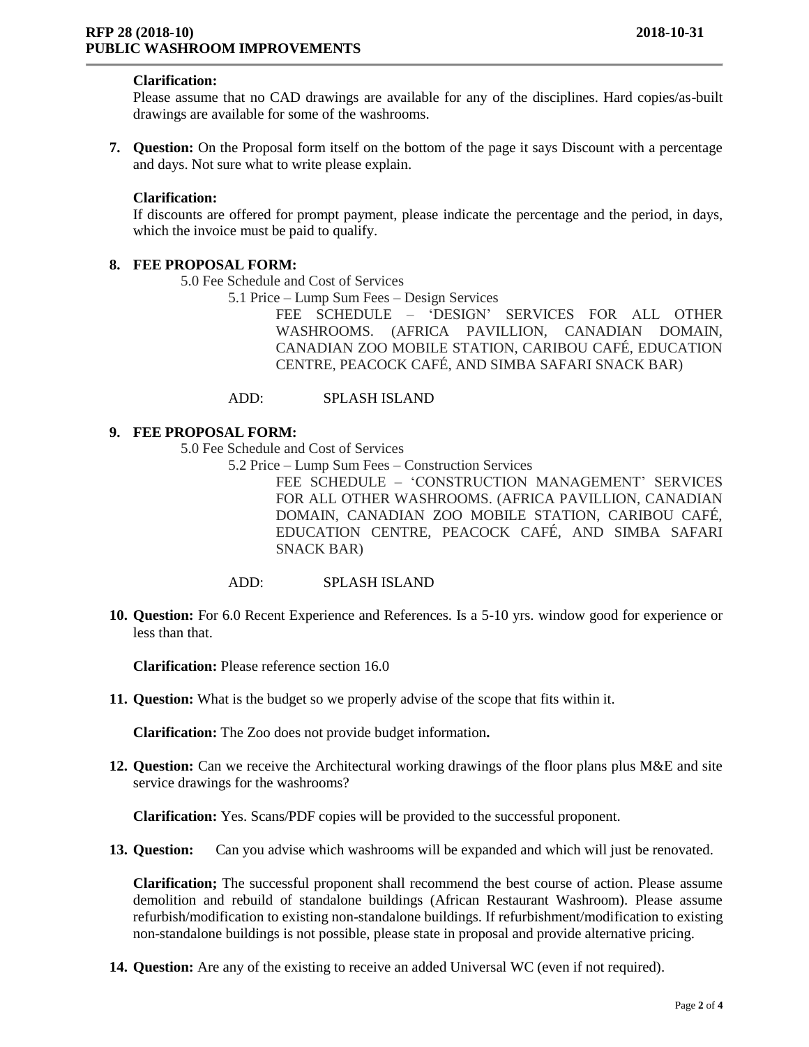**Clarification:**
Please assume that no CAD drawings are available for any of the disciplines. Hard copies/as-built drawings are available for some of the washrooms.

7. **Question:** On the Proposal form itself on the bottom of the page it says Discount with a percentage and days. Not sure what to write please explain.

   **Clarification:**
   If discounts are offered for prompt payment, please indicate the percentage and the period, in days, which the invoice must be paid to qualify.

8. **FEE PROPOSAL FORM:**

   5.0 Fee Schedule and Cost of Services

   5.1 Price – Lump Sum Fees – Design Services

   FEE SCHEDULE – 'DESIGN' SERVICES FOR ALL OTHER WASHROOMS. (AFRICA PAVILLION, CANADIAN DOMAIN, CANADIAN ZOO MOBILE STATION, CARIBOU CAFÉ, EDUCATION CENTRE, PEACOCK CAFÉ, AND SIMBA SAFARI SNACK BAR)

   ADD: SPLASH ISLAND

9. **FEE PROPOSAL FORM:**

   5.0 Fee Schedule and Cost of Services

   5.2 Price – Lump Sum Fees – Construction Services

   FEE SCHEDULE – 'CONSTRUCTION MANAGEMENT' SERVICES FOR ALL OTHER WASHROOMS. (AFRICA PAVILLION, CANADIAN DOMAIN, CANADIAN ZOO MOBILE STATION, CARIBOU CAFÉ, EDUCATION CENTRE, PEACOCK CAFÉ, AND SIMBA SAFARI SNACK BAR)

   ADD: SPLASH ISLAND

10. **Question:** For 6.0 Recent Experience and References. Is a 5-10 yrs. window good for experience or less than that.

    **Clarification:** Please reference section 16.0

11. **Question:** What is the budget so we properly advise of the scope that fits within it.

    **Clarification:** The Zoo does not provide budget information**.**

12. **Question:** Can we receive the Architectural working drawings of the floor plans plus M&E and site service drawings for the washrooms?

    **Clarification:** Yes. Scans/PDF copies will be provided to the successful proponent.

13. **Question:** Can you advise which washrooms will be expanded and which will just be renovated.

    **Clarification;** The successful proponent shall recommend the best course of action. Please assume demolition and rebuild of standalone buildings (African Restaurant Washroom). Please assume refurbish/modification to existing non-standalone buildings. If refurbishment/modification to existing non-standalone buildings is not possible, please state in proposal and provide alternative pricing.

14. **Question:** Are any of the existing to receive an added Universal WC (even if not required).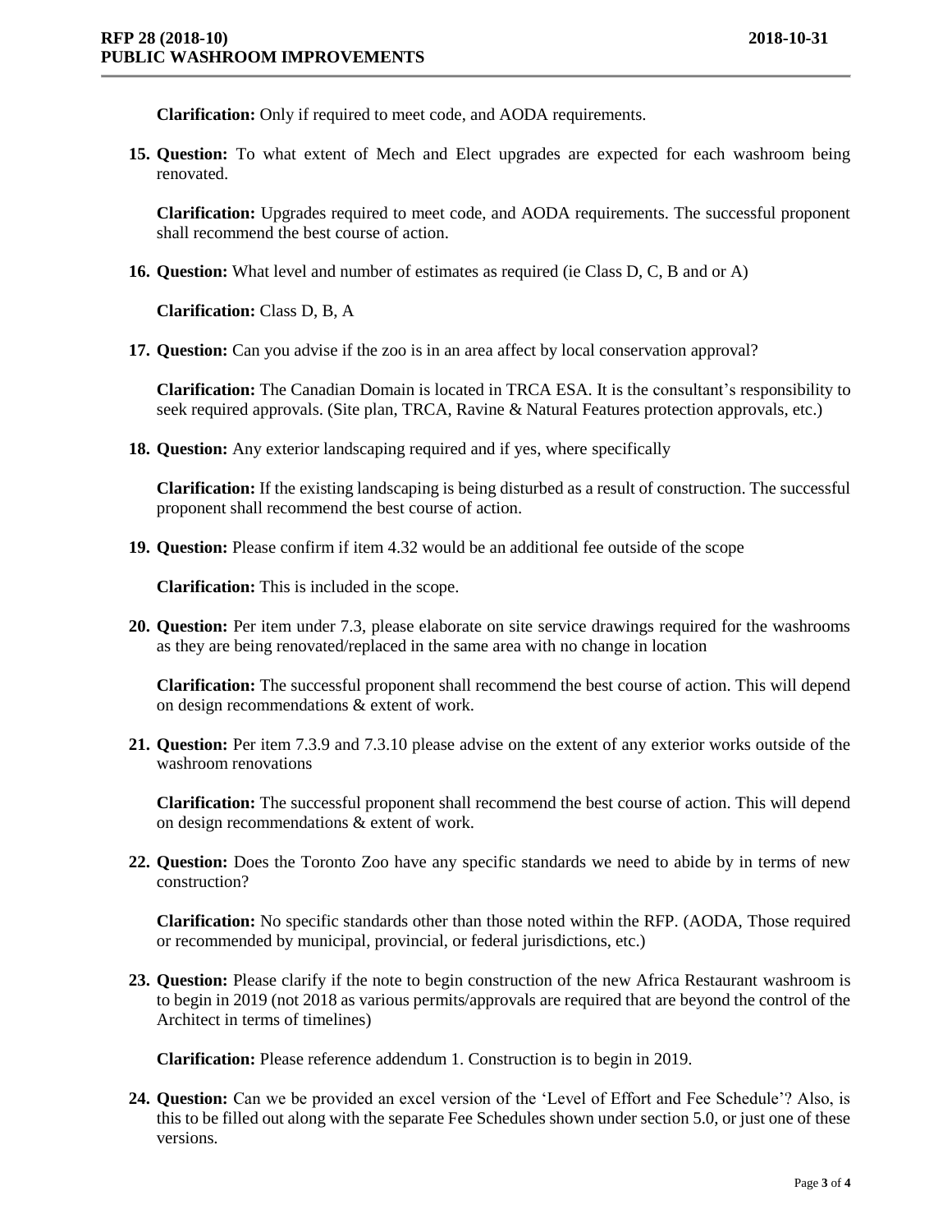**Clarification:** Only if required to meet code, and AODA requirements.

15. **Question:** To what extent of Mech and Elect upgrades are expected for each washroom being renovated.

    **Clarification:** Upgrades required to meet code, and AODA requirements. The successful proponent shall recommend the best course of action.

16. **Question:** What level and number of estimates as required (ie Class D, C, B and or A)

    **Clarification:** Class D, B, A

17. **Question:** Can you advise if the zoo is in an area affect by local conservation approval?

    **Clarification:** The Canadian Domain is located in TRCA ESA. It is the consultant's responsibility to seek required approvals. (Site plan, TRCA, Ravine & Natural Features protection approvals, etc.)

18. **Question:** Any exterior landscaping required and if yes, where specifically

    **Clarification:** If the existing landscaping is being disturbed as a result of construction. The successful proponent shall recommend the best course of action.

19. **Question:** Please confirm if item 4.32 would be an additional fee outside of the scope

    **Clarification:** This is included in the scope.

20. **Question:** Per item under 7.3, please elaborate on site service drawings required for the washrooms as they are being renovated/replaced in the same area with no change in location

    **Clarification:** The successful proponent shall recommend the best course of action. This will depend on design recommendations & extent of work.

21. **Question:** Per item 7.3.9 and 7.3.10 please advise on the extent of any exterior works outside of the washroom renovations

    **Clarification:** The successful proponent shall recommend the best course of action. This will depend on design recommendations & extent of work.

22. **Question:** Does the Toronto Zoo have any specific standards we need to abide by in terms of new construction?

    **Clarification:** No specific standards other than those noted within the RFP. (AODA, Those required or recommended by municipal, provincial, or federal jurisdictions, etc.)

23. **Question:** Please clarify if the note to begin construction of the new Africa Restaurant washroom is to begin in 2019 (not 2018 as various permits/approvals are required that are beyond the control of the Architect in terms of timelines)

    **Clarification:** Please reference addendum 1. Construction is to begin in 2019.

24. **Question:** Can we be provided an excel version of the 'Level of Effort and Fee Schedule'? Also, is this to be filled out along with the separate Fee Schedules shown under section 5.0, or just one of these versions.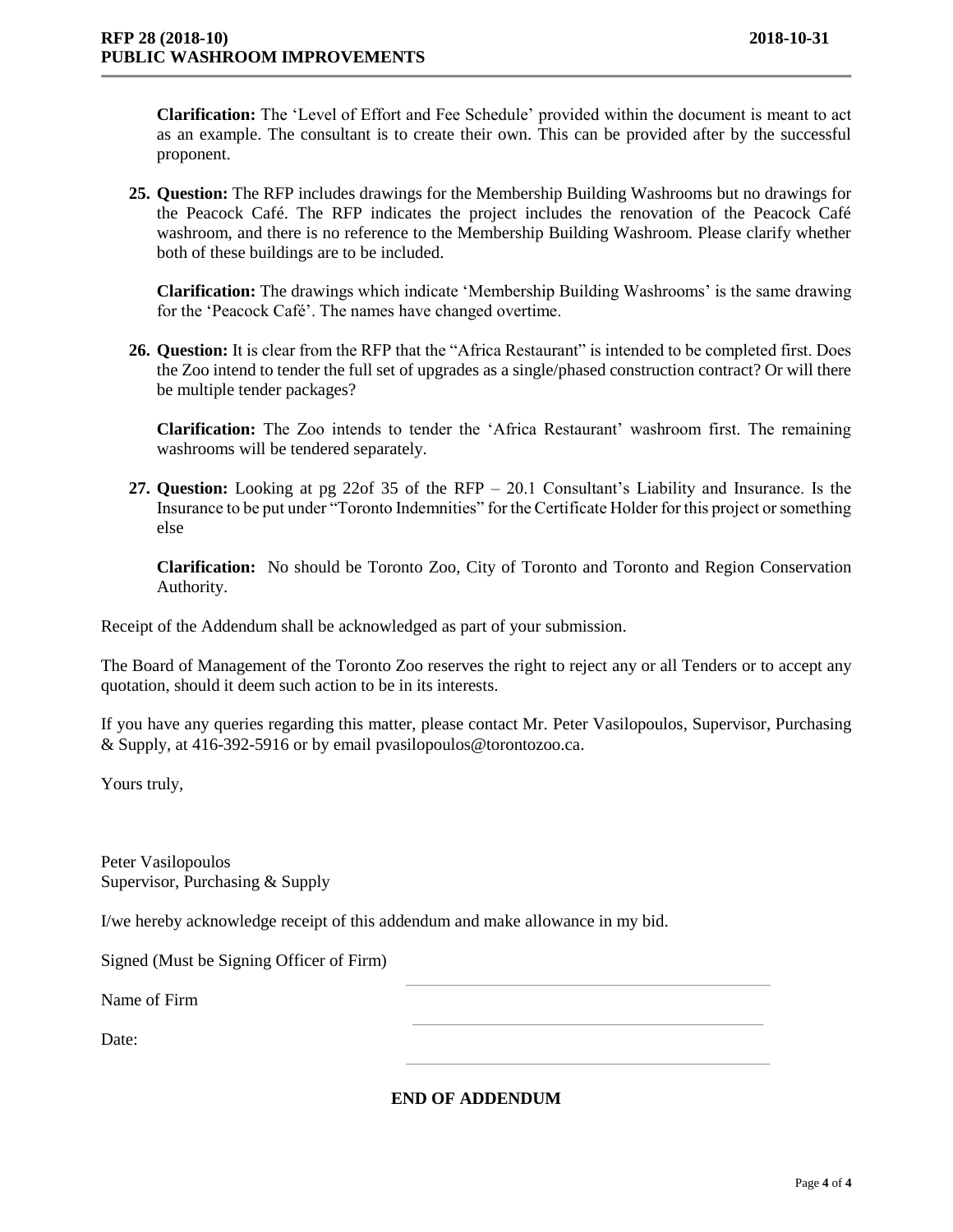**Clarification:** The 'Level of Effort and Fee Schedule' provided within the document is meant to act as an example. The consultant is to create their own. This can be provided after by the successful proponent.

**25. Question:** The RFP includes drawings for the Membership Building Washrooms but no drawings for the Peacock Café. The RFP indicates the project includes the renovation of the Peacock Café washroom, and there is no reference to the Membership Building Washroom. Please clarify whether both of these buildings are to be included.

**Clarification:** The drawings which indicate 'Membership Building Washrooms' is the same drawing for the 'Peacock Café'. The names have changed overtime.

**26. Question:** It is clear from the RFP that the "Africa Restaurant" is intended to be completed first. Does the Zoo intend to tender the full set of upgrades as a single/phased construction contract? Or will there be multiple tender packages?

**Clarification:** The Zoo intends to tender the 'Africa Restaurant' washroom first. The remaining washrooms will be tendered separately.

**27. Question:** Looking at pg 22of 35 of the RFP – 20.1 Consultant's Liability and Insurance. Is the Insurance to be put under "Toronto Indemnities" for the Certificate Holder for this project or something else

**Clarification:** No should be Toronto Zoo, City of Toronto and Toronto and Region Conservation Authority.

Receipt of the Addendum shall be acknowledged as part of your submission.

The Board of Management of the Toronto Zoo reserves the right to reject any or all Tenders or to accept any quotation, should it deem such action to be in its interests.

If you have any queries regarding this matter, please contact Mr. Peter Vasilopoulos, Supervisor, Purchasing & Supply, at 416-392-5916 or by email pvasilopoulos@torontozoo.ca.

Yours truly,

Peter Vasilopoulos
Supervisor, Purchasing & Supply

I/we hereby acknowledge receipt of this addendum and make allowance in my bid.

Signed (Must be Signing Officer of Firm) \_\_\_\_\_\_\_\_\_\_\_\_\_\_\_\_\_\_\_\_\_\_\_\_\_\_\_\_\_\_

Name of Firm \_\_\_\_\_\_\_\_\_\_\_\_\_\_\_\_\_\_\_\_\_\_\_\_\_\_\_\_\_\_

Date: \_\_\_\_\_\_\_\_\_\_\_\_\_\_\_\_\_\_\_\_\_\_\_\_\_\_\_\_\_\_

**END OF ADDENDUM**